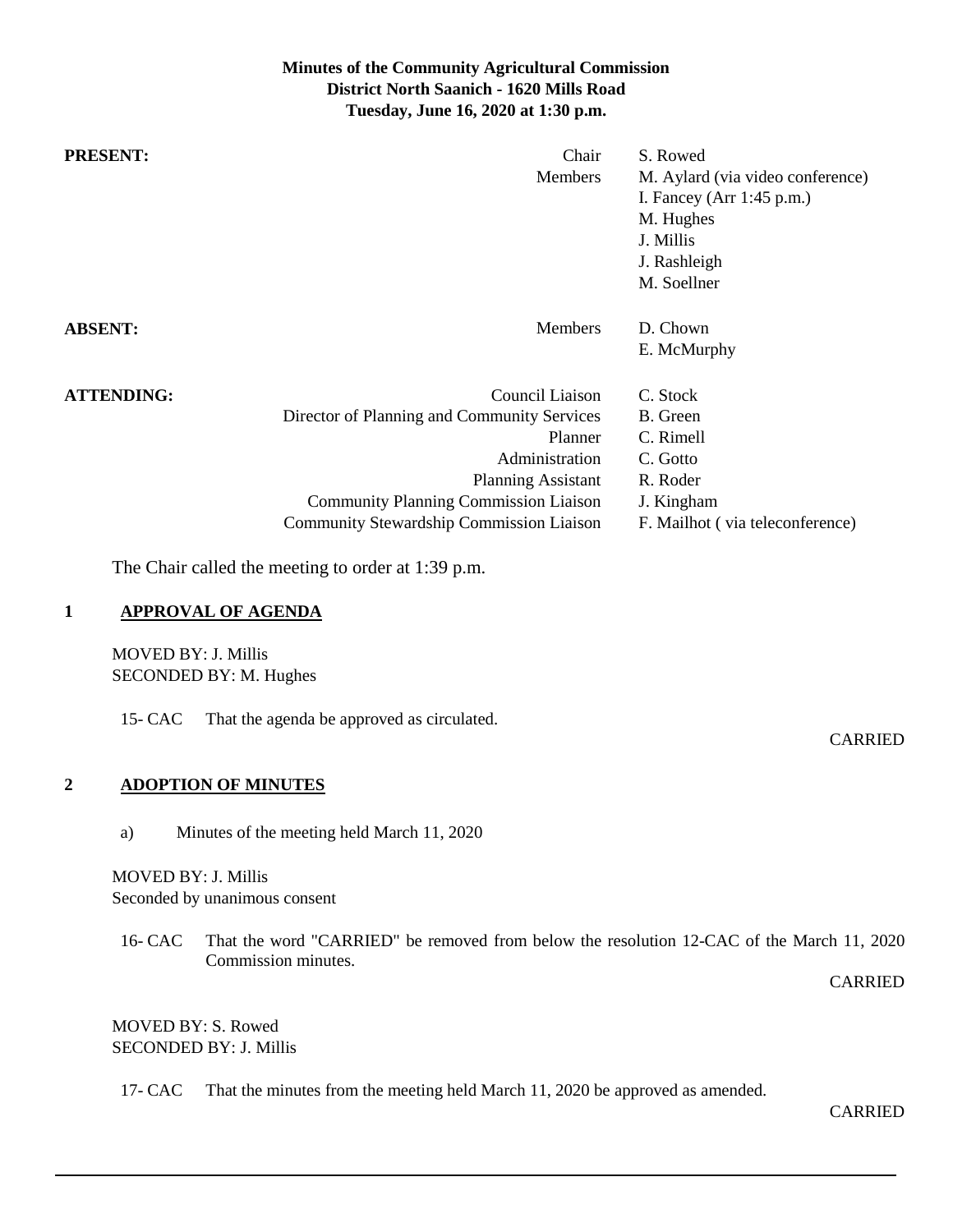**Minutes of the Community Agricultural Commission**
**District North Saanich - 1620 Mills Road**
**Tuesday, June 16, 2020 at 1:30 p.m.**

| | | |
|---|---|---|
| **PRESENT:** | Chair | S. Rowed |
| | Members | M. Aylard (via video conference) |
| | | I. Fancey (Arr 1:45 p.m.) |
| | | M. Hughes |
| | | J. Millis |
| | | J. Rashleigh |
| | | M. Soellner |
| **ABSENT:** | Members | D. Chown |
| | | E. McMurphy |
| **ATTENDING:** | Council Liaison | C. Stock |
| | Director of Planning and Community Services | B. Green |
| | Planner | C. Rimell |
| | Administration | C. Gotto |
| | Planning Assistant | R. Roder |
| | Community Planning Commission Liaison | J. Kingham |
| | Community Stewardship Commission Liaison | F. Mailhot ( via teleconference) |

The Chair called the meeting to order at 1:39 p.m.

## 1 APPROVAL OF AGENDA

MOVED BY: J. Millis
SECONDED BY: M. Hughes

15- CAC That the agenda be approved as circulated.

CARRIED

## 2 ADOPTION OF MINUTES

a) Minutes of the meeting held March 11, 2020

MOVED BY: J. Millis
Seconded by unanimous consent

16- CAC That the word "CARRIED" be removed from below the resolution 12-CAC of the March 11, 2020 Commission minutes.

CARRIED

MOVED BY: S. Rowed
SECONDED BY: J. Millis

17- CAC That the minutes from the meeting held March 11, 2020 be approved as amended.

CARRIED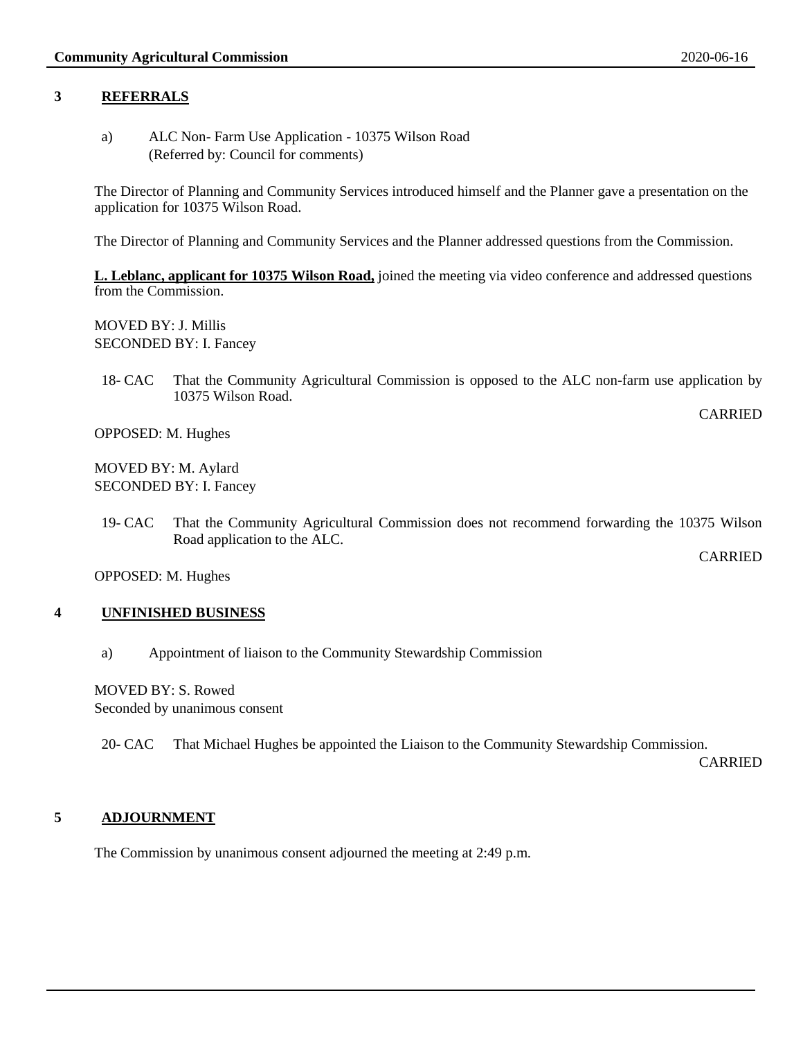## 3 REFERRALS

a) ALC Non- Farm Use Application - 10375 Wilson Road
(Referred by: Council for comments)

The Director of Planning and Community Services introduced himself and the Planner gave a presentation on the application for 10375 Wilson Road.

The Director of Planning and Community Services and the Planner addressed questions from the Commission.

**L. Leblanc, applicant for 10375 Wilson Road,** joined the meeting via video conference and addressed questions from the Commission.

MOVED BY: J. Millis
SECONDED BY: I. Fancey

18- CAC That the Community Agricultural Commission is opposed to the ALC non-farm use application by 10375 Wilson Road.

CARRIED

OPPOSED: M. Hughes

MOVED BY: M. Aylard
SECONDED BY: I. Fancey

19- CAC That the Community Agricultural Commission does not recommend forwarding the 10375 Wilson Road application to the ALC.

CARRIED

OPPOSED: M. Hughes

## 4 UNFINISHED BUSINESS

a) Appointment of liaison to the Community Stewardship Commission

MOVED BY: S. Rowed
Seconded by unanimous consent

20- CAC That Michael Hughes be appointed the Liaison to the Community Stewardship Commission.

CARRIED

## 5 ADJOURNMENT

The Commission by unanimous consent adjourned the meeting at 2:49 p.m.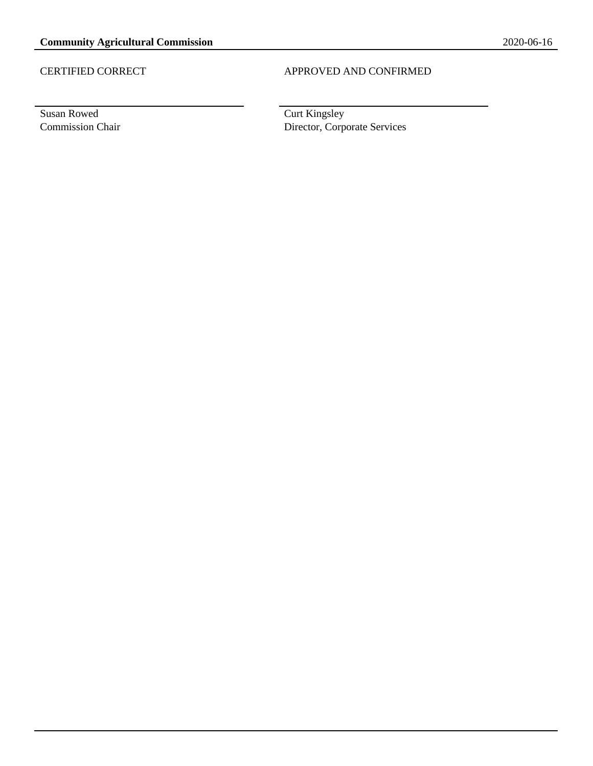CERTIFIED CORRECT

Susan Rowed
Commission Chair

APPROVED AND CONFIRMED

Curt Kingsley
Director, Corporate Services